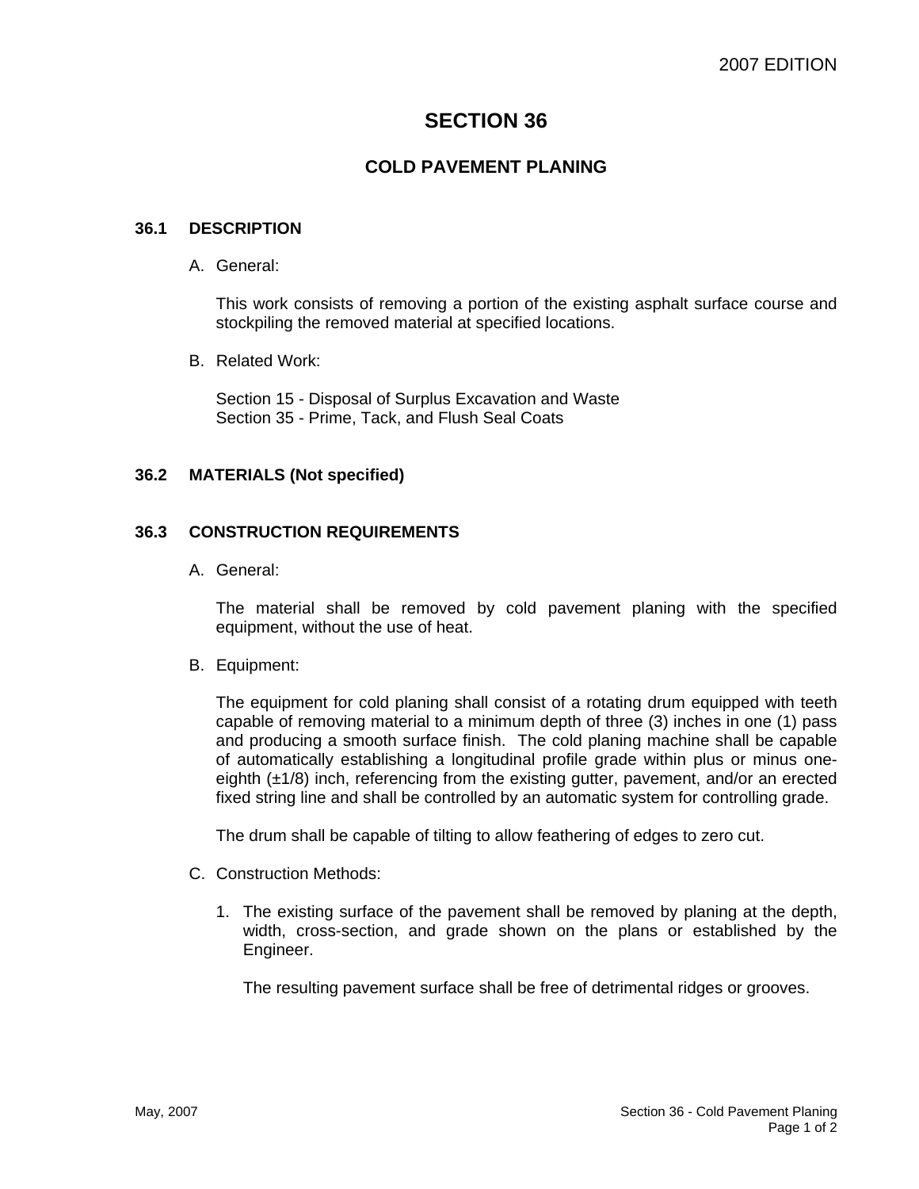# SECTION 36

## COLD PAVEMENT PLANING

### 36.1 DESCRIPTION

A. General:

This work consists of removing a portion of the existing asphalt surface course and stockpiling the removed material at specified locations.

B. Related Work:

Section 15 - Disposal of Surplus Excavation and Waste
Section 35 - Prime, Tack, and Flush Seal Coats

### 36.2 MATERIALS (Not specified)

### 36.3 CONSTRUCTION REQUIREMENTS

A. General:

The material shall be removed by cold pavement planing with the specified equipment, without the use of heat.

B. Equipment:

The equipment for cold planing shall consist of a rotating drum equipped with teeth capable of removing material to a minimum depth of three (3) inches in one (1) pass and producing a smooth surface finish. The cold planing machine shall be capable of automatically establishing a longitudinal profile grade within plus or minus one-eighth (±1/8) inch, referencing from the existing gutter, pavement, and/or an erected fixed string line and shall be controlled by an automatic system for controlling grade.

The drum shall be capable of tilting to allow feathering of edges to zero cut.

C. Construction Methods:

1. The existing surface of the pavement shall be removed by planing at the depth, width, cross-section, and grade shown on the plans or established by the Engineer.

   The resulting pavement surface shall be free of detrimental ridges or grooves.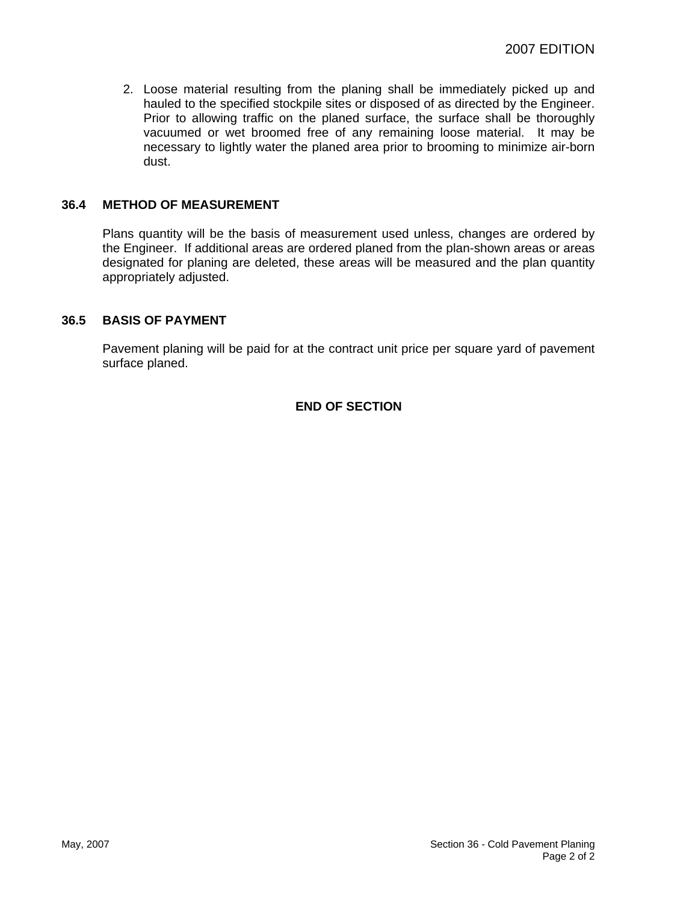2. Loose material resulting from the planing shall be immediately picked up and hauled to the specified stockpile sites or disposed of as directed by the Engineer. Prior to allowing traffic on the planed surface, the surface shall be thoroughly vacuumed or wet broomed free of any remaining loose material. It may be necessary to lightly water the planed area prior to brooming to minimize air-born dust.

## 36.4 METHOD OF MEASUREMENT

Plans quantity will be the basis of measurement used unless, changes are ordered by the Engineer. If additional areas are ordered planed from the plan-shown areas or areas designated for planing are deleted, these areas will be measured and the plan quantity appropriately adjusted.

## 36.5 BASIS OF PAYMENT

Pavement planing will be paid for at the contract unit price per square yard of pavement surface planed.

**END OF SECTION**